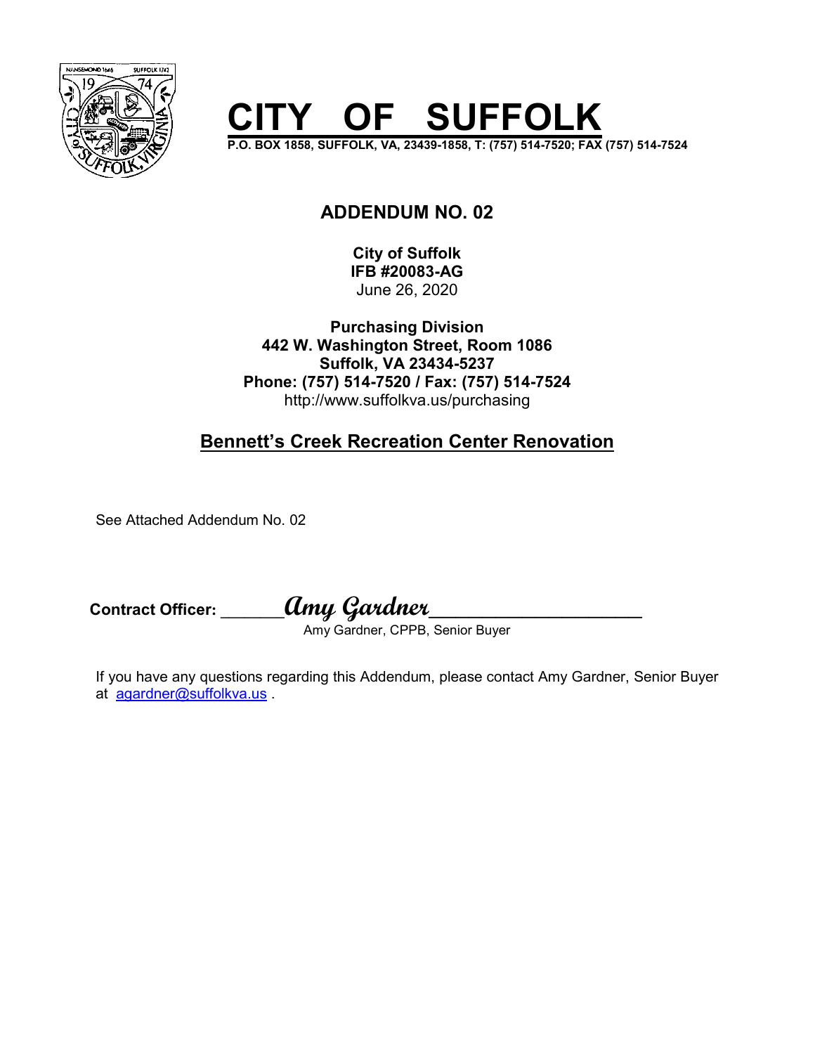# CITY OF SUFFOLK

**P.O. BOX 1858, SUFFOLK, VA, 23439-1858, T: (757) 514-7520; FAX (757) 514-7524**

## ADDENDUM NO. 02

**City of Suffolk**
**IFB #20083-AG**
June 26, 2020

**Purchasing Division**
**442 W. Washington Street, Room 1086**
**Suffolk, VA 23434-5237**
**Phone: (757) 514-7520 / Fax: (757) 514-7524**
http://www.suffolkva.us/purchasing

## Bennett's Creek Recreation Center Renovation

See Attached Addendum No. 02

**Contract Officer:** ______*Amy Gardner*____________________
Amy Gardner, CPPB, Senior Buyer

If you have any questions regarding this Addendum, please contact Amy Gardner, Senior Buyer at agardner@suffolkva.us .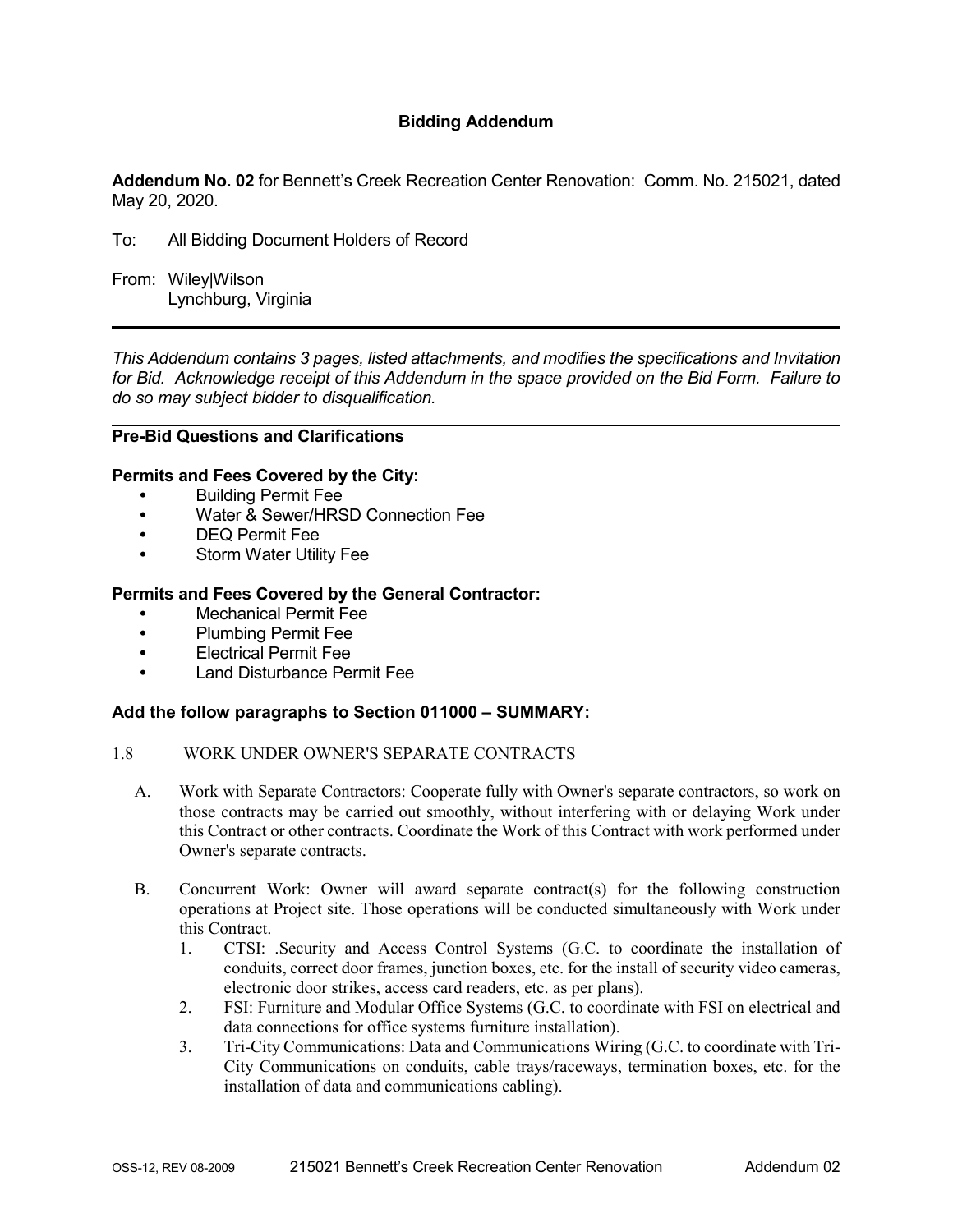# Bidding Addendum

**Addendum No. 02** for Bennett's Creek Recreation Center Renovation: Comm. No. 215021, dated May 20, 2020.

To: All Bidding Document Holders of Record

From: Wiley|Wilson
Lynchburg, Virginia

---

*This Addendum contains 3 pages, listed attachments, and modifies the specifications and Invitation for Bid. Acknowledge receipt of this Addendum in the space provided on the Bid Form. Failure to do so may subject bidder to disqualification.*

---

## Pre-Bid Questions and Clarifications

### Permits and Fees Covered by the City:

- Building Permit Fee
- Water & Sewer/HRSD Connection Fee
- DEQ Permit Fee
- Storm Water Utility Fee

### Permits and Fees Covered by the General Contractor:

- Mechanical Permit Fee
- Plumbing Permit Fee
- Electrical Permit Fee
- Land Disturbance Permit Fee

### Add the follow paragraphs to Section 011000 – SUMMARY:

1.8 WORK UNDER OWNER'S SEPARATE CONTRACTS

A. Work with Separate Contractors: Cooperate fully with Owner's separate contractors, so work on those contracts may be carried out smoothly, without interfering with or delaying Work under this Contract or other contracts. Coordinate the Work of this Contract with work performed under Owner's separate contracts.

B. Concurrent Work: Owner will award separate contract(s) for the following construction operations at Project site. Those operations will be conducted simultaneously with Work under this Contract.

1. CTSI: .Security and Access Control Systems (G.C. to coordinate the installation of conduits, correct door frames, junction boxes, etc. for the install of security video cameras, electronic door strikes, access card readers, etc. as per plans).
2. FSI: Furniture and Modular Office Systems (G.C. to coordinate with FSI on electrical and data connections for office systems furniture installation).
3. Tri-City Communications: Data and Communications Wiring (G.C. to coordinate with Tri-City Communications on conduits, cable trays/raceways, termination boxes, etc. for the installation of data and communications cabling).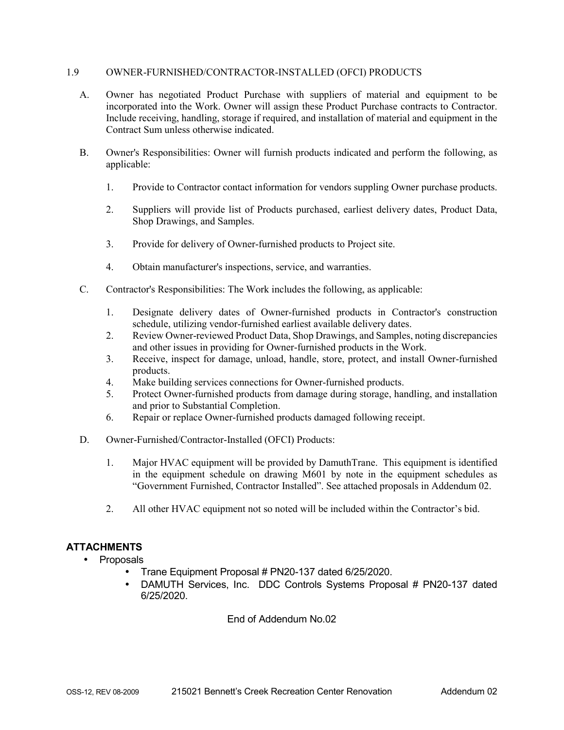1.9 OWNER-FURNISHED/CONTRACTOR-INSTALLED (OFCI) PRODUCTS

A. Owner has negotiated Product Purchase with suppliers of material and equipment to be incorporated into the Work. Owner will assign these Product Purchase contracts to Contractor. Include receiving, handling, storage if required, and installation of material and equipment in the Contract Sum unless otherwise indicated.

B. Owner's Responsibilities: Owner will furnish products indicated and perform the following, as applicable:

   1. Provide to Contractor contact information for vendors suppling Owner purchase products.

   2. Suppliers will provide list of Products purchased, earliest delivery dates, Product Data, Shop Drawings, and Samples.

   3. Provide for delivery of Owner-furnished products to Project site.

   4. Obtain manufacturer's inspections, service, and warranties.

C. Contractor's Responsibilities: The Work includes the following, as applicable:

   1. Designate delivery dates of Owner-furnished products in Contractor's construction schedule, utilizing vendor-furnished earliest available delivery dates.
   2. Review Owner-reviewed Product Data, Shop Drawings, and Samples, noting discrepancies and other issues in providing for Owner-furnished products in the Work.
   3. Receive, inspect for damage, unload, handle, store, protect, and install Owner-furnished products.
   4. Make building services connections for Owner-furnished products.
   5. Protect Owner-furnished products from damage during storage, handling, and installation and prior to Substantial Completion.
   6. Repair or replace Owner-furnished products damaged following receipt.

D. Owner-Furnished/Contractor-Installed (OFCI) Products:

   1. Major HVAC equipment will be provided by DamuthTrane. This equipment is identified in the equipment schedule on drawing M601 by note in the equipment schedules as "Government Furnished, Contractor Installed". See attached proposals in Addendum 02.

   2. All other HVAC equipment not so noted will be included within the Contractor's bid.

## ATTACHMENTS

- Proposals
  - Trane Equipment Proposal # PN20-137 dated 6/25/2020.
  - DAMUTH Services, Inc. DDC Controls Systems Proposal # PN20-137 dated 6/25/2020.

End of Addendum No.02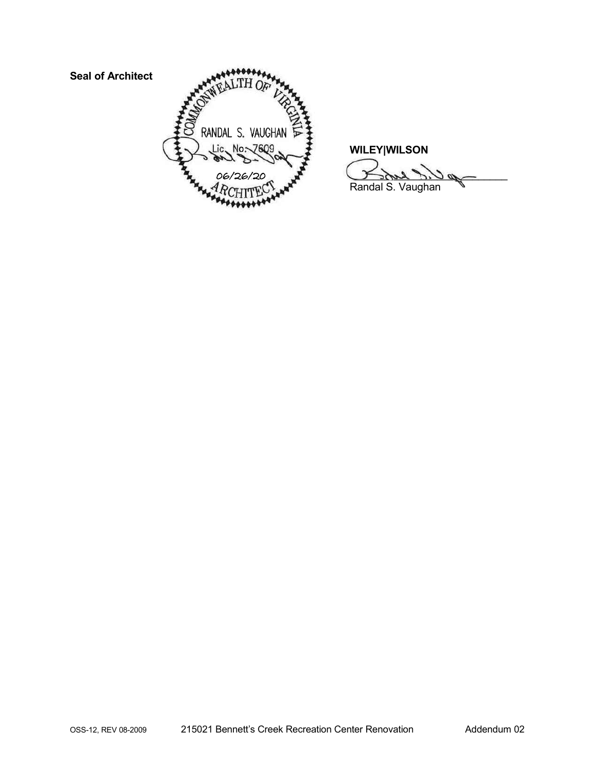**Seal of Architect**

COMMONWEALTH OF VIRGINIA
RANDAL S. VAUGHAN
Lic. No. 7609
06/26/20
ARCHITECT

**WILEY|WILSON**

Randal S. Vaughan

OSS-12, REV 08-2009 215021 Bennett's Creek Recreation Center Renovation Addendum 02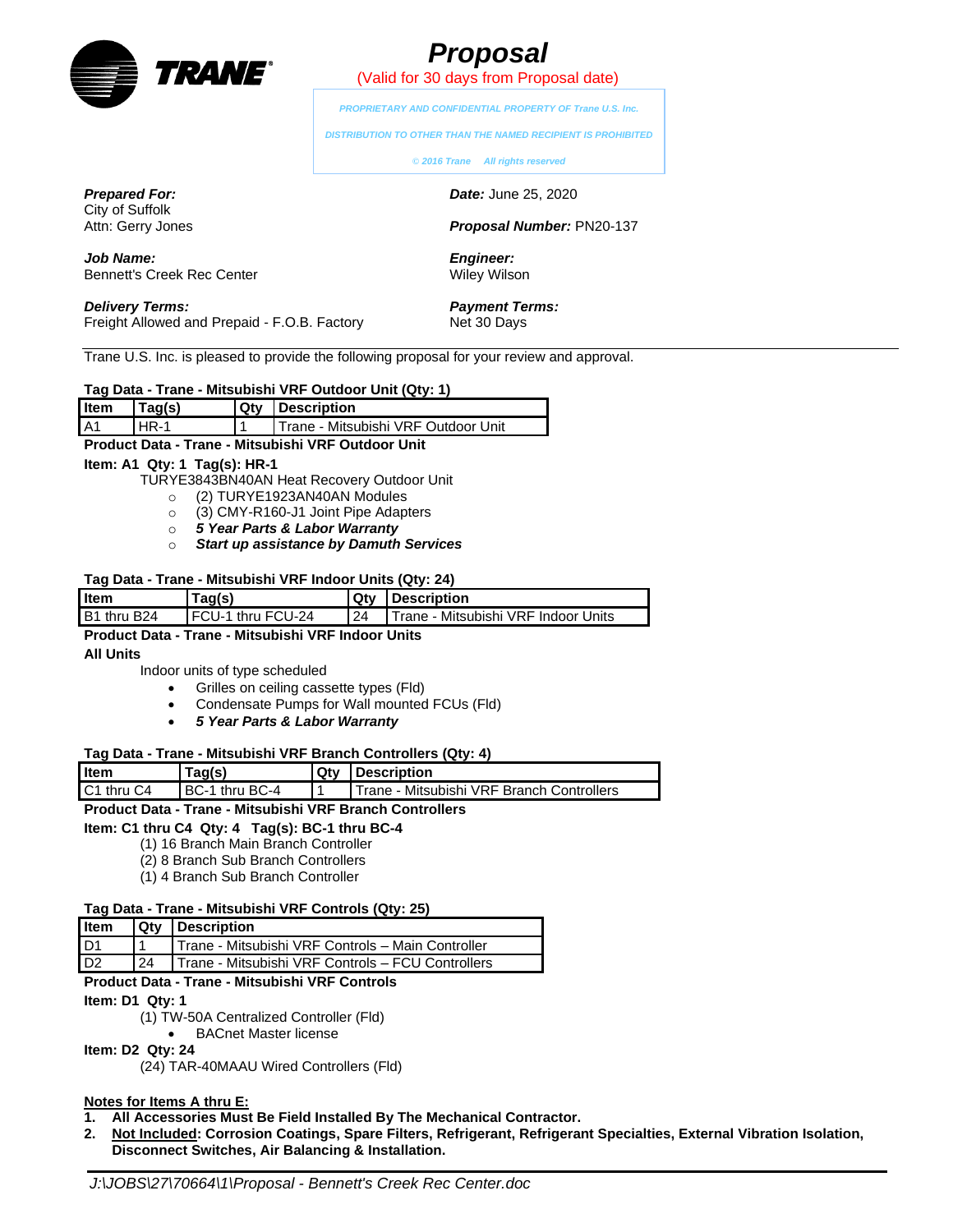# Proposal

(Valid for 30 days from Proposal date)

*PROPRIETARY AND CONFIDENTIAL PROPERTY OF Trane U.S. Inc.*

*DISTRIBUTION TO OTHER THAN THE NAMED RECIPIENT IS PROHIBITED*

*© 2016 Trane All rights reserved*

***Prepared For:***
City of Suffolk
Attn: Gerry Jones

***Date:*** June 25, 2020

***Proposal Number:*** PN20-137

***Job Name:***
Bennett's Creek Rec Center

***Engineer:***
Wiley Wilson

***Delivery Terms:***
Freight Allowed and Prepaid - F.O.B. Factory

***Payment Terms:***
Net 30 Days

Trane U.S. Inc. is pleased to provide the following proposal for your review and approval.

**Tag Data - Trane - Mitsubishi VRF Outdoor Unit (Qty: 1)**

| Item | Tag(s) | Qty | Description |
|---|---|---|---|
| A1 | HR-1 | 1 | Trane - Mitsubishi VRF Outdoor Unit |

**Product Data - Trane - Mitsubishi VRF Outdoor Unit**

**Item: A1 Qty: 1 Tag(s): HR-1**

TURYE3843BN40AN Heat Recovery Outdoor Unit

- (2) TURYE1923AN40AN Modules
- (3) CMY-R160-J1 Joint Pipe Adapters
- ***5 Year Parts & Labor Warranty***
- ***Start up assistance by Damuth Services***

**Tag Data - Trane - Mitsubishi VRF Indoor Units (Qty: 24)**

| Item | Tag(s) | Qty | Description |
|---|---|---|---|
| B1 thru B24 | FCU-1 thru FCU-24 | 24 | Trane - Mitsubishi VRF Indoor Units |

**Product Data - Trane - Mitsubishi VRF Indoor Units**

**All Units**

Indoor units of type scheduled

- Grilles on ceiling cassette types (Fld)
- Condensate Pumps for Wall mounted FCUs (Fld)
- ***5 Year Parts & Labor Warranty***

**Tag Data - Trane - Mitsubishi VRF Branch Controllers (Qty: 4)**

| Item | Tag(s) | Qty | Description |
|---|---|---|---|
| C1 thru C4 | BC-1 thru BC-4 | 1 | Trane - Mitsubishi VRF Branch Controllers |

**Product Data - Trane - Mitsubishi VRF Branch Controllers**

**Item: C1 thru C4 Qty: 4 Tag(s): BC-1 thru BC-4**

(1) 16 Branch Main Branch Controller
(2) 8 Branch Sub Branch Controllers
(1) 4 Branch Sub Branch Controller

**Tag Data - Trane - Mitsubishi VRF Controls (Qty: 25)**

| Item | Qty | Description |
|---|---|---|
| D1 | 1 | Trane - Mitsubishi VRF Controls – Main Controller |
| D2 | 24 | Trane - Mitsubishi VRF Controls – FCU Controllers |

**Product Data - Trane - Mitsubishi VRF Controls**

**Item: D1 Qty: 1**

(1) TW-50A Centralized Controller (Fld)

- BACnet Master license

**Item: D2 Qty: 24**

(24) TAR-40MAAU Wired Controllers (Fld)

**<u>Notes for Items A thru E:</u>**

1. **All Accessories Must Be Field Installed By The Mechanical Contractor.**
2. **<u>Not Included</u>: Corrosion Coatings, Spare Filters, Refrigerant, Refrigerant Specialties, External Vibration Isolation, Disconnect Switches, Air Balancing & Installation.**

*J:\JOBS\27\70664\1\Proposal - Bennett's Creek Rec Center.doc*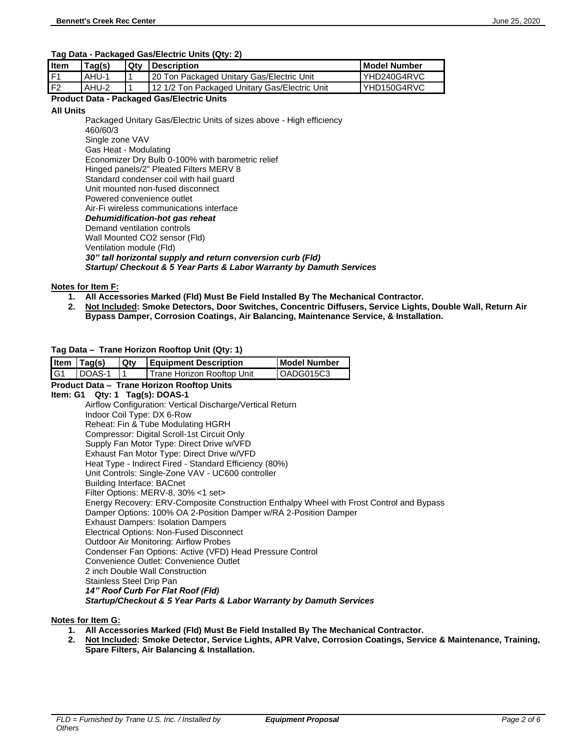**Tag Data - Packaged Gas/Electric Units (Qty: 2)**

| Item | Tag(s) | Qty | Description | Model Number |
|---|---|---|---|---|
| F1 | AHU-1 | 1 | 20 Ton Packaged Unitary Gas/Electric Unit | YHD240G4RVC |
| F2 | AHU-2 | 1 | 12 1/2 Ton Packaged Unitary Gas/Electric Unit | YHD150G4RVC |

**Product Data - Packaged Gas/Electric Units**

**All Units**

Packaged Unitary Gas/Electric Units of sizes above - High efficiency
460/60/3
Single zone VAV
Gas Heat - Modulating
Economizer Dry Bulb 0-100% with barometric relief
Hinged panels/2" Pleated Filters MERV 8
Standard condenser coil with hail guard
Unit mounted non-fused disconnect
Powered convenience outlet
Air-Fi wireless communications interface
***Dehumidification-hot gas reheat***
Demand ventilation controls
Wall Mounted CO2 sensor (Fld)
Ventilation module (Fld)
***30" tall horizontal supply and return conversion curb (Fld)***
***Startup/ Checkout & 5 Year Parts & Labor Warranty by Damuth Services***

**Notes for Item F:**

1. **All Accessories Marked (Fld) Must Be Field Installed By The Mechanical Contractor.**
2. **Not Included: Smoke Detectors, Door Switches, Concentric Diffusers, Service Lights, Double Wall, Return Air Bypass Damper, Corrosion Coatings, Air Balancing, Maintenance Service, & Installation.**

**Tag Data – Trane Horizon Rooftop Unit (Qty: 1)**

| Item | Tag(s) | Qty | Equipment Description | Model Number |
|---|---|---|---|---|
| G1 | DOAS-1 | 1 | Trane Horizon Rooftop Unit | OADG015C3 |

**Product Data – Trane Horizon Rooftop Units**

**Item: G1 Qty: 1 Tag(s): DOAS-1**

Airflow Configuration: Vertical Discharge/Vertical Return
Indoor Coil Type: DX 6-Row
Reheat: Fin & Tube Modulating HGRH
Compressor: Digital Scroll-1st Circuit Only
Supply Fan Motor Type: Direct Drive w/VFD
Exhaust Fan Motor Type: Direct Drive w/VFD
Heat Type - Indirect Fired - Standard Efficiency (80%)
Unit Controls: Single-Zone VAV - UC600 controller
Building Interface: BACnet
Filter Options: MERV-8, 30% <1 set>
Energy Recovery: ERV-Composite Construction Enthalpy Wheel with Frost Control and Bypass
Damper Options: 100% OA 2-Position Damper w/RA 2-Position Damper
Exhaust Dampers: Isolation Dampers
Electrical Options: Non-Fused Disconnect
Outdoor Air Monitoring: Airflow Probes
Condenser Fan Options: Active (VFD) Head Pressure Control
Convenience Outlet: Convenience Outlet
2 inch Double Wall Construction
Stainless Steel Drip Pan
***14" Roof Curb For Flat Roof (Fld)***
***Startup/Checkout & 5 Year Parts & Labor Warranty by Damuth Services***

**Notes for Item G:**

1. **All Accessories Marked (Fld) Must Be Field Installed By The Mechanical Contractor.**
2. **Not Included: Smoke Detector, Service Lights, APR Valve, Corrosion Coatings, Service & Maintenance, Training, Spare Filters, Air Balancing & Installation.**

*FLD = Furnished by Trane U.S. Inc. / Installed by Others*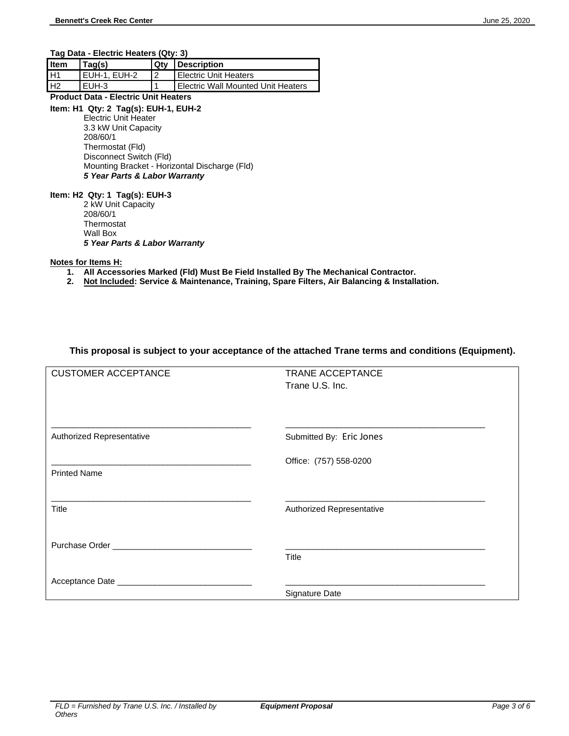**Tag Data - Electric Heaters (Qty: 3)**

| Item | Tag(s) | Qty | Description |
|---|---|---|---|
| H1 | EUH-1, EUH-2 | 2 | Electric Unit Heaters |
| H2 | EUH-3 | 1 | Electric Wall Mounted Unit Heaters |

**Product Data - Electric Unit Heaters**

**Item: H1 Qty: 2 Tag(s): EUH-1, EUH-2**

Electric Unit Heater
3.3 kW Unit Capacity
208/60/1
Thermostat (Fld)
Disconnect Switch (Fld)
Mounting Bracket - Horizontal Discharge (Fld)
***5 Year Parts & Labor Warranty***

**Item: H2 Qty: 1 Tag(s): EUH-3**

2 kW Unit Capacity
208/60/1
Thermostat
Wall Box
***5 Year Parts & Labor Warranty***

**Notes for Items H:**

1. **All Accessories Marked (Fld) Must Be Field Installed By The Mechanical Contractor.**
2. **Not Included: Service & Maintenance, Training, Spare Filters, Air Balancing & Installation.**

**This proposal is subject to your acceptance of the attached Trane terms and conditions (Equipment).**

| CUSTOMER ACCEPTANCE | TRANE ACCEPTANCE<br>Trane U.S. Inc. |
|---|---|
| ______________________________<br>Authorized Representative | ______________________________<br>Submitted By: Eric Jones |
| ______________________________<br>Printed Name | Office: (757) 558-0200 |
| ______________________________<br>Title | ______________________________<br>Authorized Representative |
| Purchase Order ______________________ | ______________________________<br>Title |
| Acceptance Date ______________________ | ______________________________<br>Signature Date |

FLD = Furnished by Trane U.S. Inc. / Installed by Others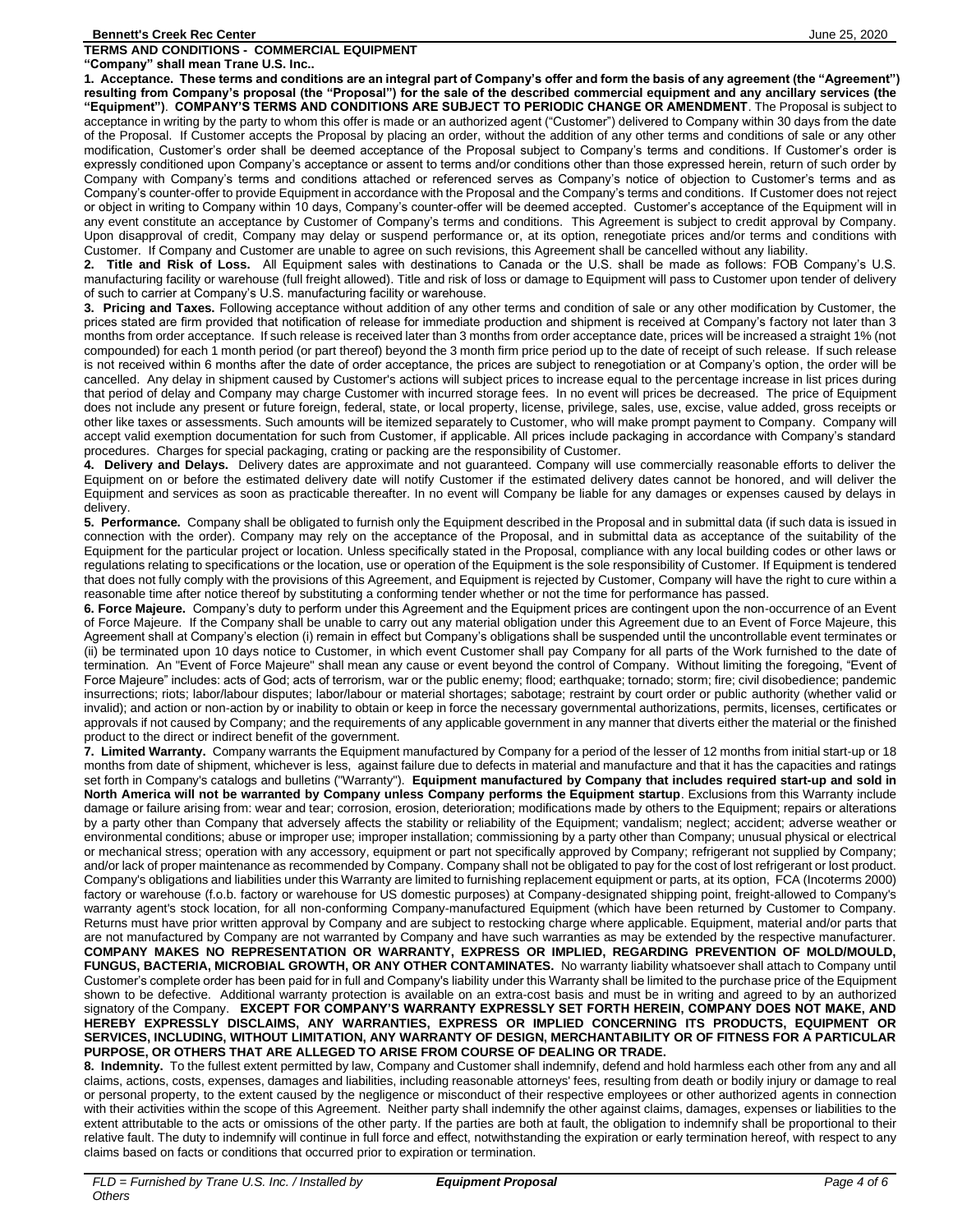**TERMS AND CONDITIONS - COMMERCIAL EQUIPMENT**

**"Company" shall mean Trane U.S. Inc..**

**1. Acceptance. These terms and conditions are an integral part of Company's offer and form the basis of any agreement (the "Agreement") resulting from Company's proposal (the "Proposal") for the sale of the described commercial equipment and any ancillary services (the "Equipment")**. **COMPANY'S TERMS AND CONDITIONS ARE SUBJECT TO PERIODIC CHANGE OR AMENDMENT**. The Proposal is subject to acceptance in writing by the party to whom this offer is made or an authorized agent ("Customer") delivered to Company within 30 days from the date of the Proposal. If Customer accepts the Proposal by placing an order, without the addition of any other terms and conditions of sale or any other modification, Customer's order shall be deemed acceptance of the Proposal subject to Company's terms and conditions. If Customer's order is expressly conditioned upon Company's acceptance or assent to terms and/or conditions other than those expressed herein, return of such order by Company with Company's terms and conditions attached or referenced serves as Company's notice of objection to Customer's terms and as Company's counter-offer to provide Equipment in accordance with the Proposal and the Company's terms and conditions. If Customer does not reject or object in writing to Company within 10 days, Company's counter-offer will be deemed accepted. Customer's acceptance of the Equipment will in any event constitute an acceptance by Customer of Company's terms and conditions. This Agreement is subject to credit approval by Company. Upon disapproval of credit, Company may delay or suspend performance or, at its option, renegotiate prices and/or terms and conditions with Customer. If Company and Customer are unable to agree on such revisions, this Agreement shall be cancelled without any liability.

**2. Title and Risk of Loss.** All Equipment sales with destinations to Canada or the U.S. shall be made as follows: FOB Company's U.S. manufacturing facility or warehouse (full freight allowed). Title and risk of loss or damage to Equipment will pass to Customer upon tender of delivery of such to carrier at Company's U.S. manufacturing facility or warehouse.

**3. Pricing and Taxes.** Following acceptance without addition of any other terms and condition of sale or any other modification by Customer, the prices stated are firm provided that notification of release for immediate production and shipment is received at Company's factory not later than 3 months from order acceptance. If such release is received later than 3 months from order acceptance date, prices will be increased a straight 1% (not compounded) for each 1 month period (or part thereof) beyond the 3 month firm price period up to the date of receipt of such release. If such release is not received within 6 months after the date of order acceptance, the prices are subject to renegotiation or at Company's option, the order will be cancelled. Any delay in shipment caused by Customer's actions will subject prices to increase equal to the percentage increase in list prices during that period of delay and Company may charge Customer with incurred storage fees. In no event will prices be decreased. The price of Equipment does not include any present or future foreign, federal, state, or local property, license, privilege, sales, use, excise, value added, gross receipts or other like taxes or assessments. Such amounts will be itemized separately to Customer, who will make prompt payment to Company. Company will accept valid exemption documentation for such from Customer, if applicable. All prices include packaging in accordance with Company's standard procedures. Charges for special packaging, crating or packing are the responsibility of Customer.

**4. Delivery and Delays.** Delivery dates are approximate and not guaranteed. Company will use commercially reasonable efforts to deliver the Equipment on or before the estimated delivery date will notify Customer if the estimated delivery dates cannot be honored, and will deliver the Equipment and services as soon as practicable thereafter. In no event will Company be liable for any damages or expenses caused by delays in delivery.

**5. Performance.** Company shall be obligated to furnish only the Equipment described in the Proposal and in submittal data (if such data is issued in connection with the order). Company may rely on the acceptance of the Proposal, and in submittal data as acceptance of the suitability of the Equipment for the particular project or location. Unless specifically stated in the Proposal, compliance with any local building codes or other laws or regulations relating to specifications or the location, use or operation of the Equipment is the sole responsibility of Customer. If Equipment is tendered that does not fully comply with the provisions of this Agreement, and Equipment is rejected by Customer, Company will have the right to cure within a reasonable time after notice thereof by substituting a conforming tender whether or not the time for performance has passed.

**6. Force Majeure.** Company's duty to perform under this Agreement and the Equipment prices are contingent upon the non-occurrence of an Event of Force Majeure. If the Company shall be unable to carry out any material obligation under this Agreement due to an Event of Force Majeure, this Agreement shall at Company's election (i) remain in effect but Company's obligations shall be suspended until the uncontrollable event terminates or (ii) be terminated upon 10 days notice to Customer, in which event Customer shall pay Company for all parts of the Work furnished to the date of termination. An "Event of Force Majeure" shall mean any cause or event beyond the control of Company. Without limiting the foregoing, "Event of Force Majeure" includes: acts of God; acts of terrorism, war or the public enemy; flood; earthquake; tornado; storm; fire; civil disobedience; pandemic insurrections; riots; labor/labour disputes; labor/labour or material shortages; sabotage; restraint by court order or public authority (whether valid or invalid); and action or non-action by or inability to obtain or keep in force the necessary governmental authorizations, permits, licenses, certificates or approvals if not caused by Company; and the requirements of any applicable government in any manner that diverts either the material or the finished product to the direct or indirect benefit of the government.

**7. Limited Warranty.** Company warrants the Equipment manufactured by Company for a period of the lesser of 12 months from initial start-up or 18 months from date of shipment, whichever is less, against failure due to defects in material and manufacture and that it has the capacities and ratings set forth in Company's catalogs and bulletins ("Warranty"). **Equipment manufactured by Company that includes required start-up and sold in North America will not be warranted by Company unless Company performs the Equipment startup**. Exclusions from this Warranty include damage or failure arising from: wear and tear; corrosion, erosion, deterioration; modifications made by others to the Equipment; repairs or alterations by a party other than Company that adversely affects the stability or reliability of the Equipment; vandalism; neglect; accident; adverse weather or environmental conditions; abuse or improper use; improper installation; commissioning by a party other than Company; unusual physical or electrical or mechanical stress; operation with any accessory, equipment or part not specifically approved by Company; refrigerant not supplied by Company; and/or lack of proper maintenance as recommended by Company. Company shall not be obligated to pay for the cost of lost refrigerant or lost product. Company's obligations and liabilities under this Warranty are limited to furnishing replacement equipment or parts, at its option, FCA (Incoterms 2000) factory or warehouse (f.o.b. factory or warehouse for US domestic purposes) at Company-designated shipping point, freight-allowed to Company's warranty agent's stock location, for all non-conforming Company-manufactured Equipment (which have been returned by Customer to Company. Returns must have prior written approval by Company and are subject to restocking charge where applicable. Equipment, material and/or parts that are not manufactured by Company are not warranted by Company and have such warranties as may be extended by the respective manufacturer. **COMPANY MAKES NO REPRESENTATION OR WARRANTY, EXPRESS OR IMPLIED, REGARDING PREVENTION OF MOLD/MOULD, FUNGUS, BACTERIA, MICROBIAL GROWTH, OR ANY OTHER CONTAMINATES.** No warranty liability whatsoever shall attach to Company until Customer's complete order has been paid for in full and Company's liability under this Warranty shall be limited to the purchase price of the Equipment shown to be defective. Additional warranty protection is available on an extra-cost basis and must be in writing and agreed to by an authorized signatory of the Company. **EXCEPT FOR COMPANY'S WARRANTY EXPRESSLY SET FORTH HEREIN, COMPANY DOES NOT MAKE, AND HEREBY EXPRESSLY DISCLAIMS, ANY WARRANTIES, EXPRESS OR IMPLIED CONCERNING ITS PRODUCTS, EQUIPMENT OR SERVICES, INCLUDING, WITHOUT LIMITATION, ANY WARRANTY OF DESIGN, MERCHANTABILITY OR OF FITNESS FOR A PARTICULAR PURPOSE, OR OTHERS THAT ARE ALLEGED TO ARISE FROM COURSE OF DEALING OR TRADE.**

**8. Indemnity.** To the fullest extent permitted by law, Company and Customer shall indemnify, defend and hold harmless each other from any and all claims, actions, costs, expenses, damages and liabilities, including reasonable attorneys' fees, resulting from death or bodily injury or damage to real or personal property, to the extent caused by the negligence or misconduct of their respective employees or other authorized agents in connection with their activities within the scope of this Agreement. Neither party shall indemnify the other against claims, damages, expenses or liabilities to the extent attributable to the acts or omissions of the other party. If the parties are both at fault, the obligation to indemnify shall be proportional to their relative fault. The duty to indemnify will continue in full force and effect, notwithstanding the expiration or early termination hereof, with respect to any claims based on facts or conditions that occurred prior to expiration or termination.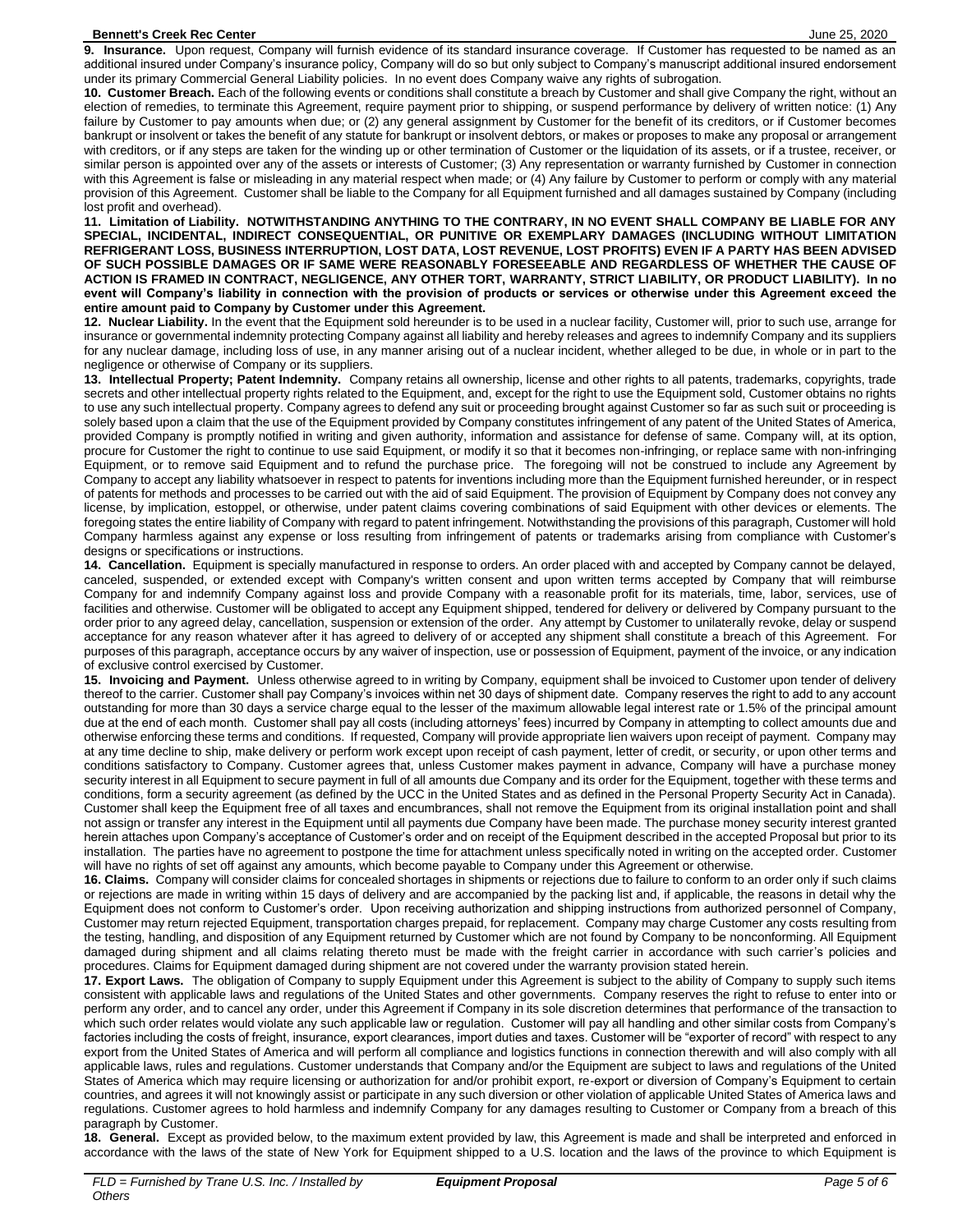**9. Insurance.** Upon request, Company will furnish evidence of its standard insurance coverage. If Customer has requested to be named as an additional insured under Company's insurance policy, Company will do so but only subject to Company's manuscript additional insured endorsement under its primary Commercial General Liability policies. In no event does Company waive any rights of subrogation.

**10. Customer Breach.** Each of the following events or conditions shall constitute a breach by Customer and shall give Company the right, without an election of remedies, to terminate this Agreement, require payment prior to shipping, or suspend performance by delivery of written notice: (1) Any failure by Customer to pay amounts when due; or (2) any general assignment by Customer for the benefit of its creditors, or if Customer becomes bankrupt or insolvent or takes the benefit of any statute for bankrupt or insolvent debtors, or makes or proposes to make any proposal or arrangement with creditors, or if any steps are taken for the winding up or other termination of Customer or the liquidation of its assets, or if a trustee, receiver, or similar person is appointed over any of the assets or interests of Customer; (3) Any representation or warranty furnished by Customer in connection with this Agreement is false or misleading in any material respect when made; or (4) Any failure by Customer to perform or comply with any material provision of this Agreement. Customer shall be liable to the Company for all Equipment furnished and all damages sustained by Company (including lost profit and overhead).

**11. Limitation of Liability. NOTWITHSTANDING ANYTHING TO THE CONTRARY, IN NO EVENT SHALL COMPANY BE LIABLE FOR ANY SPECIAL, INCIDENTAL, INDIRECT CONSEQUENTIAL, OR PUNITIVE OR EXEMPLARY DAMAGES (INCLUDING WITHOUT LIMITATION REFRIGERANT LOSS, BUSINESS INTERRUPTION, LOST DATA, LOST REVENUE, LOST PROFITS) EVEN IF A PARTY HAS BEEN ADVISED OF SUCH POSSIBLE DAMAGES OR IF SAME WERE REASONABLY FORESEEABLE AND REGARDLESS OF WHETHER THE CAUSE OF ACTION IS FRAMED IN CONTRACT, NEGLIGENCE, ANY OTHER TORT, WARRANTY, STRICT LIABILITY, OR PRODUCT LIABILITY). In no event will Company's liability in connection with the provision of products or services or otherwise under this Agreement exceed the entire amount paid to Company by Customer under this Agreement.**

**12. Nuclear Liability.** In the event that the Equipment sold hereunder is to be used in a nuclear facility, Customer will, prior to such use, arrange for insurance or governmental indemnity protecting Company against all liability and hereby releases and agrees to indemnify Company and its suppliers for any nuclear damage, including loss of use, in any manner arising out of a nuclear incident, whether alleged to be due, in whole or in part to the negligence or otherwise of Company or its suppliers.

**13. Intellectual Property; Patent Indemnity.** Company retains all ownership, license and other rights to all patents, trademarks, copyrights, trade secrets and other intellectual property rights related to the Equipment, and, except for the right to use the Equipment sold, Customer obtains no rights to use any such intellectual property. Company agrees to defend any suit or proceeding brought against Customer so far as such suit or proceeding is solely based upon a claim that the use of the Equipment provided by Company constitutes infringement of any patent of the United States of America, provided Company is promptly notified in writing and given authority, information and assistance for defense of same. Company will, at its option, procure for Customer the right to continue to use said Equipment, or modify it so that it becomes non-infringing, or replace same with non-infringing Equipment, or to remove said Equipment and to refund the purchase price. The foregoing will not be construed to include any Agreement by Company to accept any liability whatsoever in respect to patents for inventions including more than the Equipment furnished hereunder, or in respect of patents for methods and processes to be carried out with the aid of said Equipment. The provision of Equipment by Company does not convey any license, by implication, estoppel, or otherwise, under patent claims covering combinations of said Equipment with other devices or elements. The foregoing states the entire liability of Company with regard to patent infringement. Notwithstanding the provisions of this paragraph, Customer will hold Company harmless against any expense or loss resulting from infringement of patents or trademarks arising from compliance with Customer's designs or specifications or instructions.

**14. Cancellation.** Equipment is specially manufactured in response to orders. An order placed with and accepted by Company cannot be delayed, canceled, suspended, or extended except with Company's written consent and upon written terms accepted by Company that will reimburse Company for and indemnify Company against loss and provide Company with a reasonable profit for its materials, time, labor, services, use of facilities and otherwise. Customer will be obligated to accept any Equipment shipped, tendered for delivery or delivered by Company pursuant to the order prior to any agreed delay, cancellation, suspension or extension of the order. Any attempt by Customer to unilaterally revoke, delay or suspend acceptance for any reason whatever after it has agreed to delivery of or accepted any shipment shall constitute a breach of this Agreement. For purposes of this paragraph, acceptance occurs by any waiver of inspection, use or possession of Equipment, payment of the invoice, or any indication of exclusive control exercised by Customer.

**15. Invoicing and Payment.** Unless otherwise agreed to in writing by Company, equipment shall be invoiced to Customer upon tender of delivery thereof to the carrier. Customer shall pay Company's invoices within net 30 days of shipment date. Company reserves the right to add to any account outstanding for more than 30 days a service charge equal to the lesser of the maximum allowable legal interest rate or 1.5% of the principal amount due at the end of each month. Customer shall pay all costs (including attorneys' fees) incurred by Company in attempting to collect amounts due and otherwise enforcing these terms and conditions. If requested, Company will provide appropriate lien waivers upon receipt of payment. Company may at any time decline to ship, make delivery or perform work except upon receipt of cash payment, letter of credit, or security, or upon other terms and conditions satisfactory to Company. Customer agrees that, unless Customer makes payment in advance, Company will have a purchase money security interest in all Equipment to secure payment in full of all amounts due Company and its order for the Equipment, together with these terms and conditions, form a security agreement (as defined by the UCC in the United States and as defined in the Personal Property Security Act in Canada). Customer shall keep the Equipment free of all taxes and encumbrances, shall not remove the Equipment from its original installation point and shall not assign or transfer any interest in the Equipment until all payments due Company have been made. The purchase money security interest granted herein attaches upon Company's acceptance of Customer's order and on receipt of the Equipment described in the accepted Proposal but prior to its installation. The parties have no agreement to postpone the time for attachment unless specifically noted in writing on the accepted order. Customer will have no rights of set off against any amounts, which become payable to Company under this Agreement or otherwise.

**16. Claims.** Company will consider claims for concealed shortages in shipments or rejections due to failure to conform to an order only if such claims or rejections are made in writing within 15 days of delivery and are accompanied by the packing list and, if applicable, the reasons in detail why the Equipment does not conform to Customer's order. Upon receiving authorization and shipping instructions from authorized personnel of Company, Customer may return rejected Equipment, transportation charges prepaid, for replacement. Company may charge Customer any costs resulting from the testing, handling, and disposition of any Equipment returned by Customer which are not found by Company to be nonconforming. All Equipment damaged during shipment and all claims relating thereto must be made with the freight carrier in accordance with such carrier's policies and procedures. Claims for Equipment damaged during shipment are not covered under the warranty provision stated herein.

**17. Export Laws.** The obligation of Company to supply Equipment under this Agreement is subject to the ability of Company to supply such items consistent with applicable laws and regulations of the United States and other governments. Company reserves the right to refuse to enter into or perform any order, and to cancel any order, under this Agreement if Company in its sole discretion determines that performance of the transaction to which such order relates would violate any such applicable law or regulation. Customer will pay all handling and other similar costs from Company's factories including the costs of freight, insurance, export clearances, import duties and taxes. Customer will be "exporter of record" with respect to any export from the United States of America and will perform all compliance and logistics functions in connection therewith and will also comply with all applicable laws, rules and regulations. Customer understands that Company and/or the Equipment are subject to laws and regulations of the United States of America which may require licensing or authorization for and/or prohibit export, re-export or diversion of Company's Equipment to certain countries, and agrees it will not knowingly assist or participate in any such diversion or other violation of applicable United States of America laws and regulations. Customer agrees to hold harmless and indemnify Company for any damages resulting to Customer or Company from a breach of this paragraph by Customer.

**18. General.** Except as provided below, to the maximum extent provided by law, this Agreement is made and shall be interpreted and enforced in accordance with the laws of the state of New York for Equipment shipped to a U.S. location and the laws of the province to which Equipment is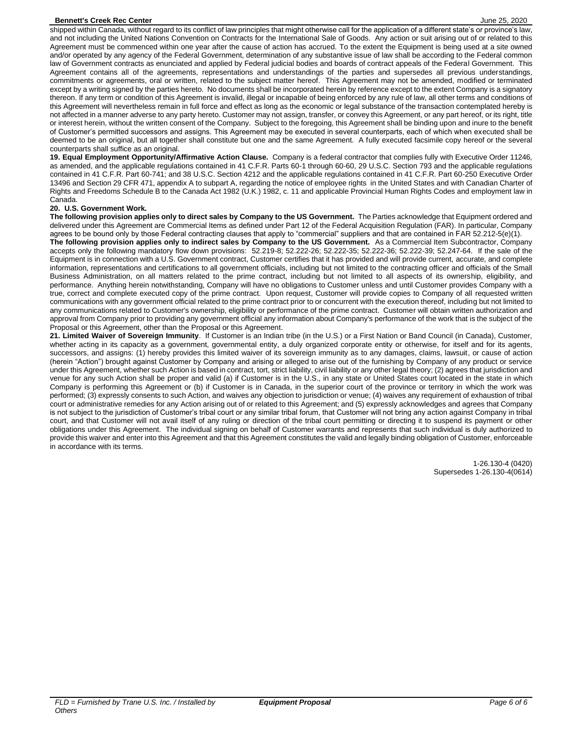shipped within Canada, without regard to its conflict of law principles that might otherwise call for the application of a different state's or province's law, and not including the United Nations Convention on Contracts for the International Sale of Goods. Any action or suit arising out of or related to this Agreement must be commenced within one year after the cause of action has accrued. To the extent the Equipment is being used at a site owned and/or operated by any agency of the Federal Government, determination of any substantive issue of law shall be according to the Federal common law of Government contracts as enunciated and applied by Federal judicial bodies and boards of contract appeals of the Federal Government. This Agreement contains all of the agreements, representations and understandings of the parties and supersedes all previous understandings, commitments or agreements, oral or written, related to the subject matter hereof. This Agreement may not be amended, modified or terminated except by a writing signed by the parties hereto. No documents shall be incorporated herein by reference except to the extent Company is a signatory thereon. If any term or condition of this Agreement is invalid, illegal or incapable of being enforced by any rule of law, all other terms and conditions of this Agreement will nevertheless remain in full force and effect as long as the economic or legal substance of the transaction contemplated hereby is not affected in a manner adverse to any party hereto. Customer may not assign, transfer, or convey this Agreement, or any part hereof, or its right, title or interest herein, without the written consent of the Company. Subject to the foregoing, this Agreement shall be binding upon and inure to the benefit of Customer's permitted successors and assigns. This Agreement may be executed in several counterparts, each of which when executed shall be deemed to be an original, but all together shall constitute but one and the same Agreement. A fully executed facsimile copy hereof or the several counterparts shall suffice as an original.

**19. Equal Employment Opportunity/Affirmative Action Clause.** Company is a federal contractor that complies fully with Executive Order 11246, as amended, and the applicable regulations contained in 41 C.F.R. Parts 60-1 through 60-60, 29 U.S.C. Section 793 and the applicable regulations contained in 41 C.F.R. Part 60-741; and 38 U.S.C. Section 4212 and the applicable regulations contained in 41 C.F.R. Part 60-250 Executive Order 13496 and Section 29 CFR 471, appendix A to subpart A, regarding the notice of employee rights in the United States and with Canadian Charter of Rights and Freedoms Schedule B to the Canada Act 1982 (U.K.) 1982, c. 11 and applicable Provincial Human Rights Codes and employment law in Canada.

**20. U.S. Government Work.**

**The following provision applies only to direct sales by Company to the US Government.** The Parties acknowledge that Equipment ordered and delivered under this Agreement are Commercial Items as defined under Part 12 of the Federal Acquisition Regulation (FAR). In particular, Company agrees to be bound only by those Federal contracting clauses that apply to "commercial" suppliers and that are contained in FAR 52.212-5(e)(1).

**The following provision applies only to indirect sales by Company to the US Government.** As a Commercial Item Subcontractor, Company accepts only the following mandatory flow down provisions: 52.219-8; 52.222-26; 52.222-35; 52.222-36; 52.222-39; 52.247-64. If the sale of the Equipment is in connection with a U.S. Government contract, Customer certifies that it has provided and will provide current, accurate, and complete information, representations and certifications to all government officials, including but not limited to the contracting officer and officials of the Small Business Administration, on all matters related to the prime contract, including but not limited to all aspects of its ownership, eligibility, and performance. Anything herein notwithstanding, Company will have no obligations to Customer unless and until Customer provides Company with a true, correct and complete executed copy of the prime contract. Upon request, Customer will provide copies to Company of all requested written communications with any government official related to the prime contract prior to or concurrent with the execution thereof, including but not limited to any communications related to Customer's ownership, eligibility or performance of the prime contract. Customer will obtain written authorization and approval from Company prior to providing any government official any information about Company's performance of the work that is the subject of the Proposal or this Agreement, other than the Proposal or this Agreement.

**21. Limited Waiver of Sovereign Immunity**. If Customer is an Indian tribe (in the U.S.) or a First Nation or Band Council (in Canada), Customer, whether acting in its capacity as a government, governmental entity, a duly organized corporate entity or otherwise, for itself and for its agents, successors, and assigns: (1) hereby provides this limited waiver of its sovereign immunity as to any damages, claims, lawsuit, or cause of action (herein "Action") brought against Customer by Company and arising or alleged to arise out of the furnishing by Company of any product or service under this Agreement, whether such Action is based in contract, tort, strict liability, civil liability or any other legal theory; (2) agrees that jurisdiction and venue for any such Action shall be proper and valid (a) if Customer is in the U.S., in any state or United States court located in the state in which Company is performing this Agreement or (b) if Customer is in Canada, in the superior court of the province or territory in which the work was performed; (3) expressly consents to such Action, and waives any objection to jurisdiction or venue; (4) waives any requirement of exhaustion of tribal court or administrative remedies for any Action arising out of or related to this Agreement; and (5) expressly acknowledges and agrees that Company is not subject to the jurisdiction of Customer's tribal court or any similar tribal forum, that Customer will not bring any action against Company in tribal court, and that Customer will not avail itself of any ruling or direction of the tribal court permitting or directing it to suspend its payment or other obligations under this Agreement. The individual signing on behalf of Customer warrants and represents that such individual is duly authorized to provide this waiver and enter into this Agreement and that this Agreement constitutes the valid and legally binding obligation of Customer, enforceable in accordance with its terms.

1-26.130-4 (0420)
Supersedes 1-26.130-4(0614)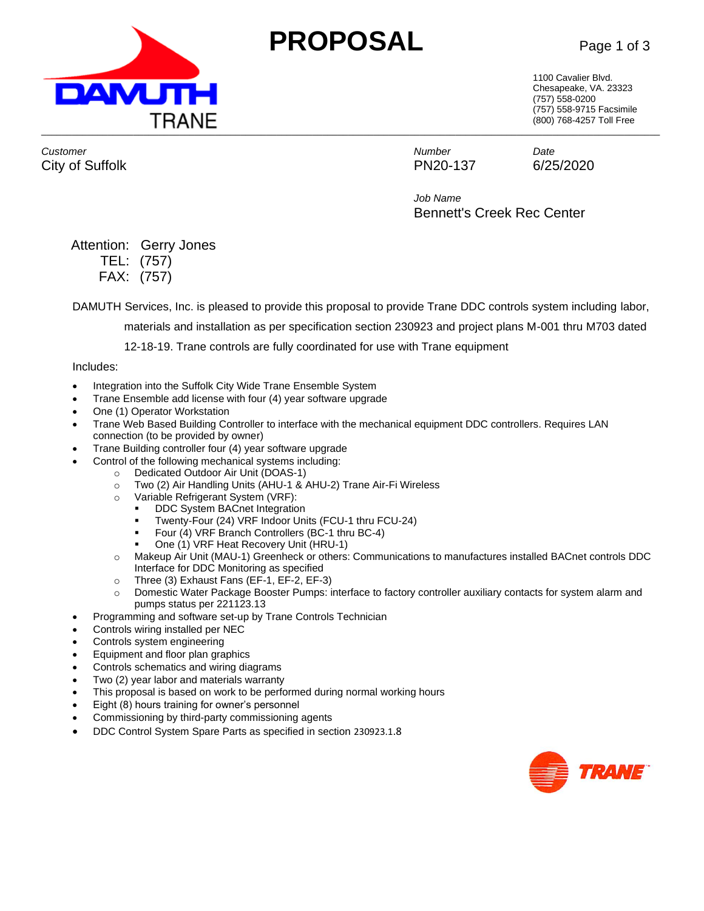# PROPOSAL

1100 Cavalier Blvd.
Chesapeake, VA. 23323
(757) 558-0200
(757) 558-9715 Facsimile
(800) 768-4257 Toll Free

| *Customer* | *Number* | *Date* |
| --- | --- | --- |
| City of Suffolk | PN20-137 | 6/25/2020 |

*Job Name*
Bennett's Creek Rec Center

Attention: Gerry Jones
TEL: (757)
FAX: (757)

DAMUTH Services, Inc. is pleased to provide this proposal to provide Trane DDC controls system including labor, materials and installation as per specification section 230923 and project plans M-001 thru M703 dated 12-18-19. Trane controls are fully coordinated for use with Trane equipment

Includes:

- Integration into the Suffolk City Wide Trane Ensemble System
- Trane Ensemble add license with four (4) year software upgrade
- One (1) Operator Workstation
- Trane Web Based Building Controller to interface with the mechanical equipment DDC controllers. Requires LAN connection (to be provided by owner)
- Trane Building controller four (4) year software upgrade
- Control of the following mechanical systems including:
  - Dedicated Outdoor Air Unit (DOAS-1)
  - Two (2) Air Handling Units (AHU-1 & AHU-2) Trane Air-Fi Wireless
  - Variable Refrigerant System (VRF):
    - DDC System BACnet Integration
    - Twenty-Four (24) VRF Indoor Units (FCU-1 thru FCU-24)
    - Four (4) VRF Branch Controllers (BC-1 thru BC-4)
    - One (1) VRF Heat Recovery Unit (HRU-1)
  - Makeup Air Unit (MAU-1) Greenheck or others: Communications to manufactures installed BACnet controls DDC Interface for DDC Monitoring as specified
  - Three (3) Exhaust Fans (EF-1, EF-2, EF-3)
  - Domestic Water Package Booster Pumps: interface to factory controller auxiliary contacts for system alarm and pumps status per 221123.13
- Programming and software set-up by Trane Controls Technician
- Controls wiring installed per NEC
- Controls system engineering
- Equipment and floor plan graphics
- Controls schematics and wiring diagrams
- Two (2) year labor and materials warranty
- This proposal is based on work to be performed during normal working hours
- Eight (8) hours training for owner's personnel
- Commissioning by third-party commissioning agents
- DDC Control System Spare Parts as specified in section 230923.1.8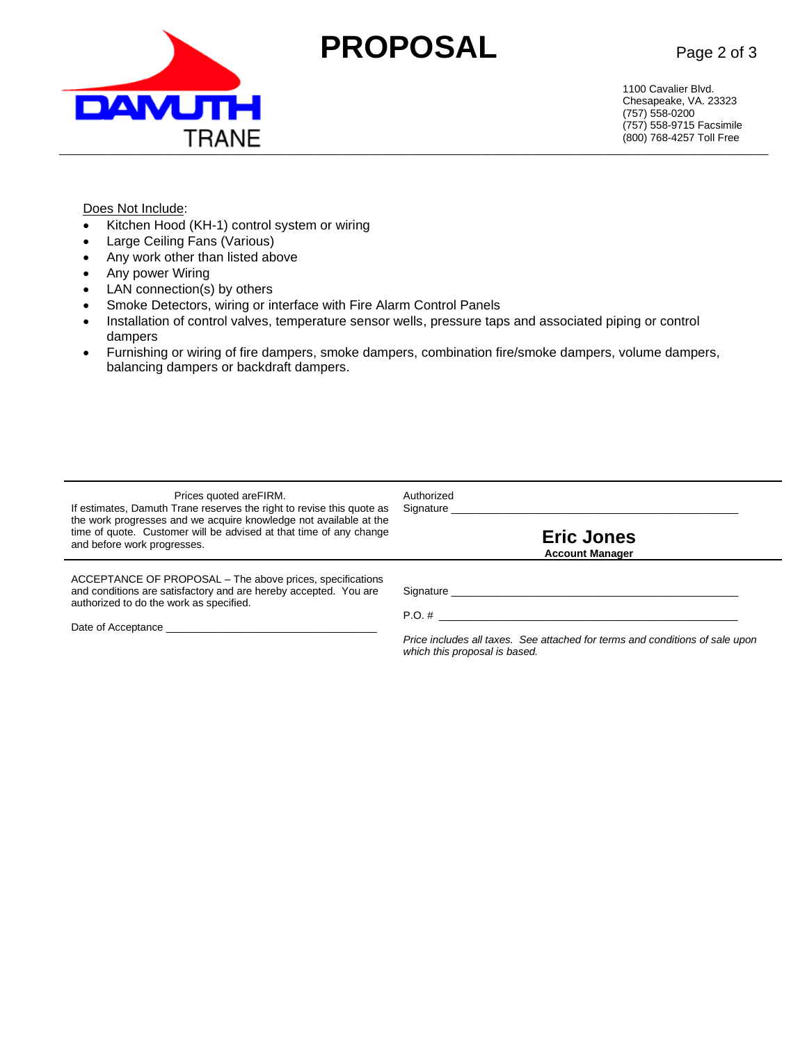# PROPOSAL

DAMUTH TRANE

1100 Cavalier Blvd.
Chesapeake, VA. 23323
(757) 558-0200
(757) 558-9715 Facsimile
(800) 768-4257 Toll Free

---

Does Not Include:

- Kitchen Hood (KH-1) control system or wiring
- Large Ceiling Fans (Various)
- Any work other than listed above
- Any power Wiring
- LAN connection(s) by others
- Smoke Detectors, wiring or interface with Fire Alarm Control Panels
- Installation of control valves, temperature sensor wells, pressure taps and associated piping or control dampers
- Furnishing or wiring of fire dampers, smoke dampers, combination fire/smoke dampers, volume dampers, balancing dampers or backdraft dampers.

---

Prices quoted areFIRM.
If estimates, Damuth Trane reserves the right to revise this quote as the work progresses and we acquire knowledge not available at the time of quote. Customer will be advised at that time of any change and before work progresses.

Authorized Signature ____________________

**Eric Jones**
**Account Manager**

---

ACCEPTANCE OF PROPOSAL – The above prices, specifications and conditions are satisfactory and are hereby accepted. You are authorized to do the work as specified.

Date of Acceptance ____________________

Signature ____________________

P.O. # ____________________

*Price includes all taxes. See attached for terms and conditions of sale upon which this proposal is based.*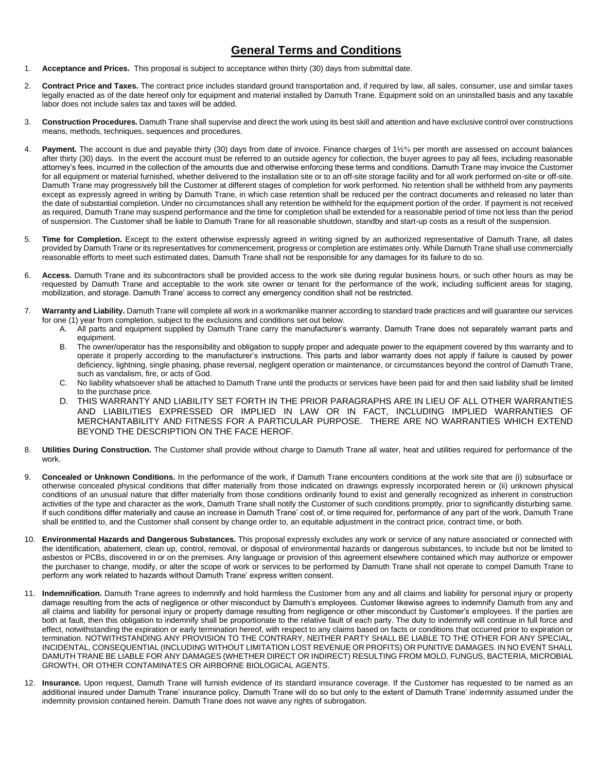## General Terms and Conditions

1. **Acceptance and Prices.** This proposal is subject to acceptance within thirty (30) days from submittal date.

2. **Contract Price and Taxes.** The contract price includes standard ground transportation and, if required by law, all sales, consumer, use and similar taxes legally enacted as of the date hereof only for equipment and material installed by Damuth Trane. Equipment sold on an uninstalled basis and any taxable labor does not include sales tax and taxes will be added.

3. **Construction Procedures.** Damuth Trane shall supervise and direct the work using its best skill and attention and have exclusive control over constructions means, methods, techniques, sequences and procedures.

4. **Payment.** The account is due and payable thirty (30) days from date of invoice. Finance charges of 1½% per month are assessed on account balances after thirty (30) days. In the event the account must be referred to an outside agency for collection, the buyer agrees to pay all fees, including reasonable attorney's fees, incurred in the collection of the amounts due and otherwise enforcing these terms and conditions. Damuth Trane may invoice the Customer for all equipment or material furnished, whether delivered to the installation site or to an off-site storage facility and for all work performed on-site or off-site. Damuth Trane may progressively bill the Customer at different stages of completion for work performed. No retention shall be withheld from any payments except as expressly agreed in writing by Damuth Trane, in which case retention shall be reduced per the contract documents and released no later than the date of substantial completion. Under no circumstances shall any retention be withheld for the equipment portion of the order. If payment is not received as required, Damuth Trane may suspend performance and the time for completion shall be extended for a reasonable period of time not less than the period of suspension. The Customer shall be liable to Damuth Trane for all reasonable shutdown, standby and start-up costs as a result of the suspension.

5. **Time for Completion.** Except to the extent otherwise expressly agreed in writing signed by an authorized representative of Damuth Trane, all dates provided by Damuth Trane or its representatives for commencement, progress or completion are estimates only. While Damuth Trane shall use commercially reasonable efforts to meet such estimated dates, Damuth Trane shall not be responsible for any damages for its failure to do so.

6. **Access.** Damuth Trane and its subcontractors shall be provided access to the work site during regular business hours, or such other hours as may be requested by Damuth Trane and acceptable to the work site owner or tenant for the performance of the work, including sufficient areas for staging, mobilization, and storage. Damuth Trane' access to correct any emergency condition shall not be restricted.

7. **Warranty and Liability.** Damuth Trane will complete all work in a workmanlike manner according to standard trade practices and will guarantee our services for one (1) year from completion, subject to the exclusions and conditions set out below.
   A. All parts and equipment supplied by Damuth Trane carry the manufacturer's warranty. Damuth Trane does not separately warrant parts and equipment.
   B. The owner/operator has the responsibility and obligation to supply proper and adequate power to the equipment covered by this warranty and to operate it properly according to the manufacturer's instructions. This parts and labor warranty does not apply if failure is caused by power deficiency, lightning, single phasing, phase reversal, negligent operation or maintenance, or circumstances beyond the control of Damuth Trane, such as vandalism, fire, or acts of God.
   C. No liability whatsoever shall be attached to Damuth Trane until the products or services have been paid for and then said liability shall be limited to the purchase price.
   D. THIS WARRANTY AND LIABILITY SET FORTH IN THE PRIOR PARAGRAPHS ARE IN LIEU OF ALL OTHER WARRANTIES AND LIABILITIES EXPRESSED OR IMPLIED IN LAW OR IN FACT, INCLUDING IMPLIED WARRANTIES OF MERCHANTABILITY AND FITNESS FOR A PARTICULAR PURPOSE. THERE ARE NO WARRANTIES WHICH EXTEND BEYOND THE DESCRIPTION ON THE FACE HEROF.

8. **Utilities During Construction.** The Customer shall provide without charge to Damuth Trane all water, heat and utilities required for performance of the work.

9. **Concealed or Unknown Conditions.** In the performance of the work, if Damuth Trane encounters conditions at the work site that are (i) subsurface or otherwise concealed physical conditions that differ materially from those indicated on drawings expressly incorporated herein or (ii) unknown physical conditions of an unusual nature that differ materially from those conditions ordinarily found to exist and generally recognized as inherent in construction activities of the type and character as the work, Damuth Trane shall notify the Customer of such conditions promptly, prior to significantly disturbing same. If such conditions differ materially and cause an increase in Damuth Trane' cost of, or time required for, performance of any part of the work, Damuth Trane shall be entitled to, and the Customer shall consent by change order to, an equitable adjustment in the contract price, contract time, or both.

10. **Environmental Hazards and Dangerous Substances.** This proposal expressly excludes any work or service of any nature associated or connected with the identification, abatement, clean up, control, removal, or disposal of environmental hazards or dangerous substances, to include but not be limited to asbestos or PCBs, discovered in or on the premises. Any language or provision of this agreement elsewhere contained which may authorize or empower the purchaser to change, modify, or alter the scope of work or services to be performed by Damuth Trane shall not operate to compel Damuth Trane to perform any work related to hazards without Damuth Trane' express written consent.

11. **Indemnification.** Damuth Trane agrees to indemnify and hold harmless the Customer from any and all claims and liability for personal injury or property damage resulting from the acts of negligence or other misconduct by Damuth's employees. Customer likewise agrees to indemnify Damuth from any and all claims and liability for personal injury or property damage resulting from negligence or other misconduct by Customer's employees. If the parties are both at fault, then this obligation to indemnify shall be proportionate to the relative fault of each party. The duty to indemnify will continue in full force and effect, notwithstanding the expiration or early termination hereof, with respect to any claims based on facts or conditions that occurred prior to expiration or termination. NOTWITHSTANDING ANY PROVISION TO THE CONTRARY, NEITHER PARTY SHALL BE LIABLE TO THE OTHER FOR ANY SPECIAL, INCIDENTAL, CONSEQUENTIAL (INCLUDING WITHOUT LIMITATION LOST REVENUE OR PROFITS) OR PUNITIVE DAMAGES. IN NO EVENT SHALL DAMUTH TRANE BE LIABLE FOR ANY DAMAGES (WHETHER DIRECT OR INDIRECT) RESULTING FROM MOLD, FUNGUS, BACTERIA, MICROBIAL GROWTH, OR OTHER CONTAMINATES OR AIRBORNE BIOLOGICAL AGENTS.

12. **Insurance.** Upon request, Damuth Trane will furnish evidence of its standard insurance coverage. If the Customer has requested to be named as an additional insured under Damuth Trane' insurance policy, Damuth Trane will do so but only to the extent of Damuth Trane' indemnity assumed under the indemnity provision contained herein. Damuth Trane does not waive any rights of subrogation.